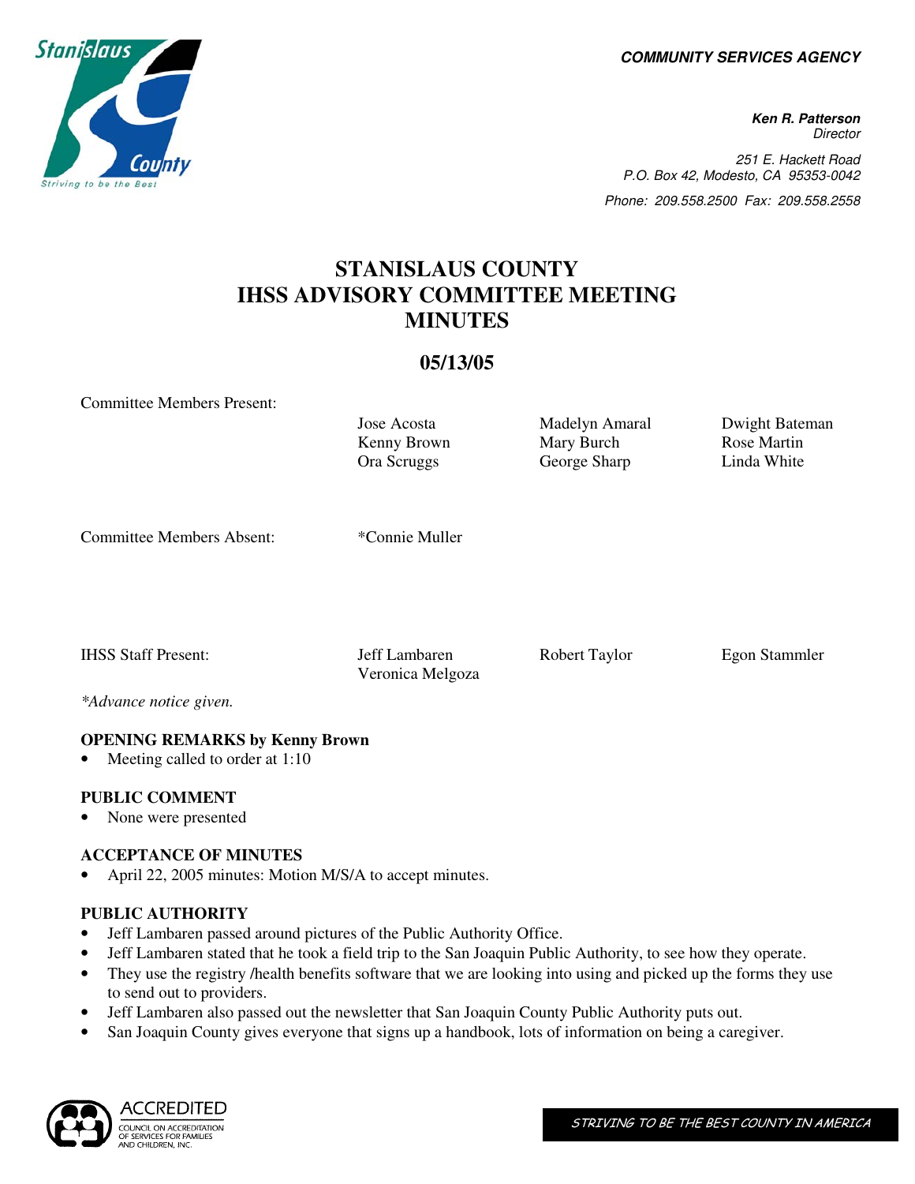**COMMUNITY SERVICES AGENCY**

**Ken R. Patterson**
*Director*

251 E. Hackett Road
P.O. Box 42, Modesto, CA 95353-0042
Phone: 209.558.2500 Fax: 209.558.2558

# STANISLAUS COUNTY IHSS ADVISORY COMMITTEE MEETING MINUTES

## 05/13/05

| | | | |
|---|---|---|---|
| Committee Members Present: | Jose Acosta | Madelyn Amaral | Dwight Bateman |
| | Kenny Brown | Mary Burch | Rose Martin |
| | Ora Scruggs | George Sharp | Linda White |
| Committee Members Absent: | *Connie Muller | | |
| IHSS Staff Present: | Jeff Lambaren | Robert Taylor | Egon Stammler |
| | Veronica Melgoza | | |

*\*Advance notice given.*

**OPENING REMARKS by Kenny Brown**

- Meeting called to order at 1:10

**PUBLIC COMMENT**

- None were presented

**ACCEPTANCE OF MINUTES**

- April 22, 2005 minutes: Motion M/S/A to accept minutes.

**PUBLIC AUTHORITY**

- Jeff Lambaren passed around pictures of the Public Authority Office.
- Jeff Lambaren stated that he took a field trip to the San Joaquin Public Authority, to see how they operate.
- They use the registry /health benefits software that we are looking into using and picked up the forms they use to send out to providers.
- Jeff Lambaren also passed out the newsletter that San Joaquin County Public Authority puts out.
- San Joaquin County gives everyone that signs up a handbook, lots of information on being a caregiver.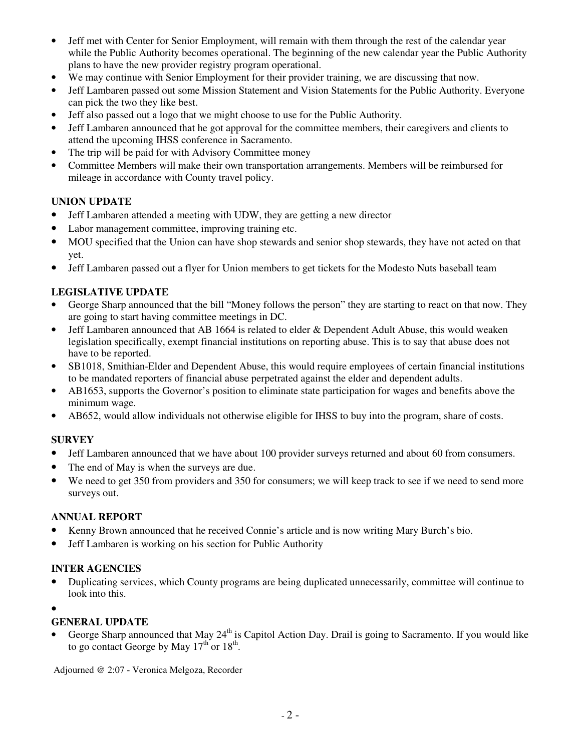- Jeff met with Center for Senior Employment, will remain with them through the rest of the calendar year while the Public Authority becomes operational. The beginning of the new calendar year the Public Authority plans to have the new provider registry program operational.
- We may continue with Senior Employment for their provider training, we are discussing that now.
- Jeff Lambaren passed out some Mission Statement and Vision Statements for the Public Authority. Everyone can pick the two they like best.
- Jeff also passed out a logo that we might choose to use for the Public Authority.
- Jeff Lambaren announced that he got approval for the committee members, their caregivers and clients to attend the upcoming IHSS conference in Sacramento.
- The trip will be paid for with Advisory Committee money
- Committee Members will make their own transportation arrangements. Members will be reimbursed for mileage in accordance with County travel policy.

**UNION UPDATE**

- Jeff Lambaren attended a meeting with UDW, they are getting a new director
- Labor management committee, improving training etc.
- MOU specified that the Union can have shop stewards and senior shop stewards, they have not acted on that yet.
- Jeff Lambaren passed out a flyer for Union members to get tickets for the Modesto Nuts baseball team

**LEGISLATIVE UPDATE**

- George Sharp announced that the bill "Money follows the person" they are starting to react on that now. They are going to start having committee meetings in DC.
- Jeff Lambaren announced that AB 1664 is related to elder & Dependent Adult Abuse, this would weaken legislation specifically, exempt financial institutions on reporting abuse. This is to say that abuse does not have to be reported.
- SB1018, Smithian-Elder and Dependent Abuse, this would require employees of certain financial institutions to be mandated reporters of financial abuse perpetrated against the elder and dependent adults.
- AB1653, supports the Governor's position to eliminate state participation for wages and benefits above the minimum wage.
- AB652, would allow individuals not otherwise eligible for IHSS to buy into the program, share of costs.

**SURVEY**

- Jeff Lambaren announced that we have about 100 provider surveys returned and about 60 from consumers.
- The end of May is when the surveys are due.
- We need to get 350 from providers and 350 for consumers; we will keep track to see if we need to send more surveys out.

**ANNUAL REPORT**

- Kenny Brown announced that he received Connie's article and is now writing Mary Burch's bio.
- Jeff Lambaren is working on his section for Public Authority

**INTER AGENCIES**

- Duplicating services, which County programs are being duplicated unnecessarily, committee will continue to look into this.

**GENERAL UPDATE**

- George Sharp announced that May 24th is Capitol Action Day. Drail is going to Sacramento. If you would like to go contact George by May 17th or 18th.

Adjourned @ 2:07 - Veronica Melgoza, Recorder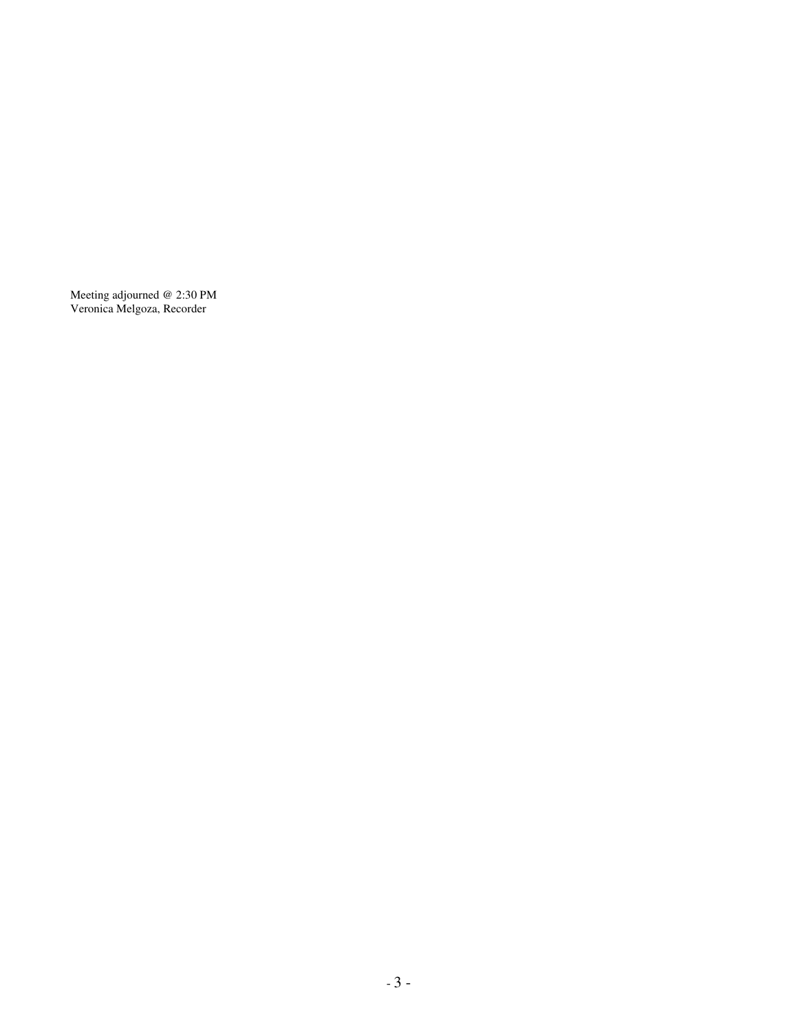Meeting adjourned @ 2:30 PM
Veronica Melgoza, Recorder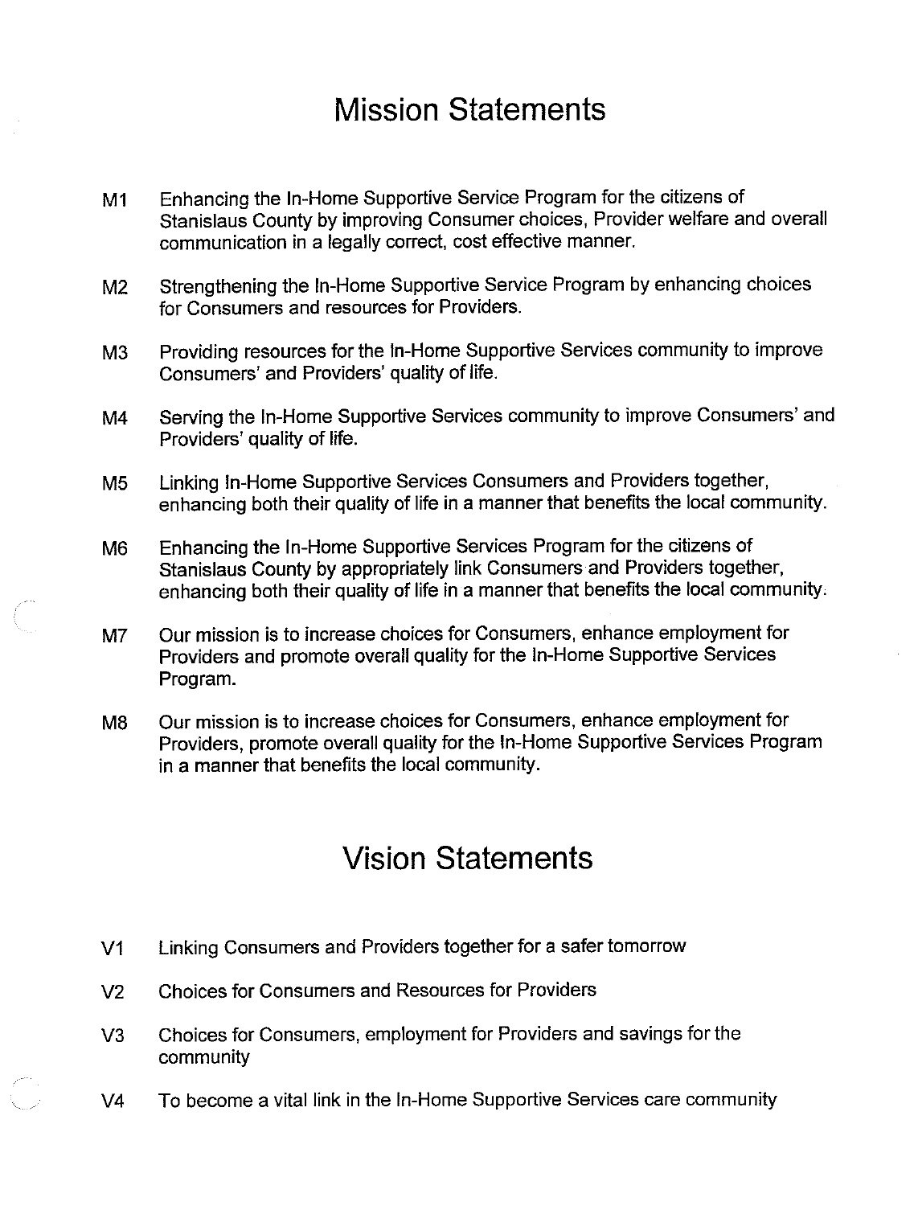# Mission Statements

M1 Enhancing the In-Home Supportive Service Program for the citizens of Stanislaus County by improving Consumer choices, Provider welfare and overall communication in a legally correct, cost effective manner.

M2 Strengthening the In-Home Supportive Service Program by enhancing choices for Consumers and resources for Providers.

M3 Providing resources for the In-Home Supportive Services community to improve Consumers' and Providers' quality of life.

M4 Serving the In-Home Supportive Services community to improve Consumers' and Providers' quality of life.

M5 Linking In-Home Supportive Services Consumers and Providers together, enhancing both their quality of life in a manner that benefits the local community.

M6 Enhancing the In-Home Supportive Services Program for the citizens of Stanislaus County by appropriately link Consumers and Providers together, enhancing both their quality of life in a manner that benefits the local community.

M7 Our mission is to increase choices for Consumers, enhance employment for Providers and promote overall quality for the In-Home Supportive Services Program.

M8 Our mission is to increase choices for Consumers, enhance employment for Providers, promote overall quality for the In-Home Supportive Services Program in a manner that benefits the local community.

# Vision Statements

V1 Linking Consumers and Providers together for a safer tomorrow

V2 Choices for Consumers and Resources for Providers

V3 Choices for Consumers, employment for Providers and savings for the community

V4 To become a vital link in the In-Home Supportive Services care community